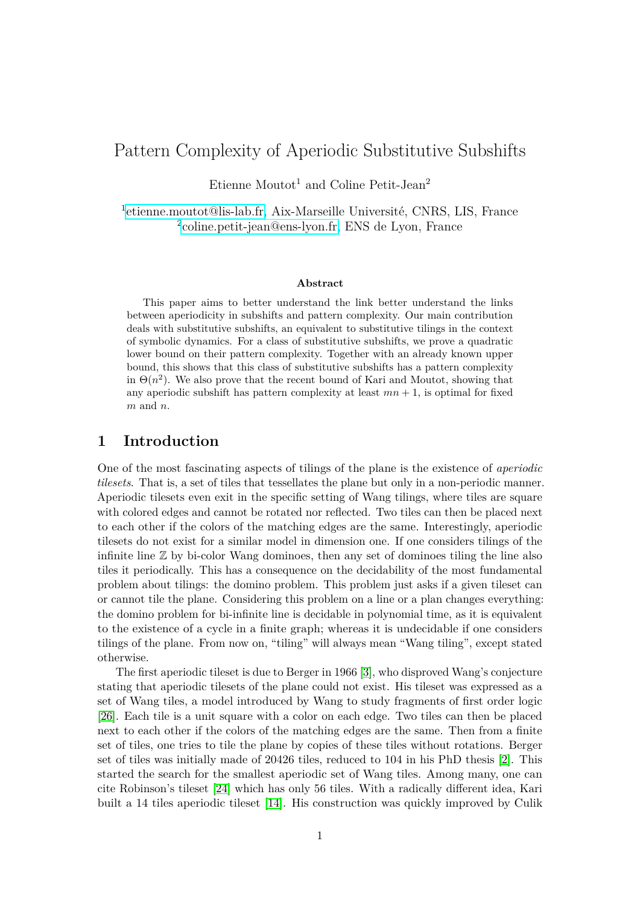# Pattern Complexity of Aperiodic Substitutive Subshifts

Etienne Moutot[1] and Coline Petit-Jean[2]

[1]etienne.moutot@lis-lab.fr, Aix-Marseille Université, CNRS, LIS, France
[2]coline.petit-jean@ens-lyon.fr, ENS de Lyon, France

**Abstract**

This paper aims to better understand the link better understand the links between aperiodicity in subshifts and pattern complexity. Our main contribution deals with substitutive subshifts, an equivalent to substitutive tilings in the context of symbolic dynamics. For a class of substitutive subshifts, we prove a quadratic lower bound on their pattern complexity. Together with an already known upper bound, this shows that this class of substitutive subshifts has a pattern complexity in $\Theta(n^2)$. We also prove that the recent bound of Kari and Moutot, showing that any aperiodic subshift has pattern complexity at least $mn + 1$, is optimal for fixed $m$ and $n$.

## 1 Introduction

One of the most fascinating aspects of tilings of the plane is the existence of *aperiodic tilesets*. That is, a set of tiles that tessellates the plane but only in a non-periodic manner. Aperiodic tilesets even exit in the specific setting of Wang tilings, where tiles are square with colored edges and cannot be rotated nor reflected. Two tiles can then be placed next to each other if the colors of the matching edges are the same. Interestingly, aperiodic tilesets do not exist for a similar model in dimension one. If one considers tilings of the infinite line $\mathbb{Z}$ by bi-color Wang dominoes, then any set of dominoes tiling the line also tiles it periodically. This has a consequence on the decidability of the most fundamental problem about tilings: the domino problem. This problem just asks if a given tileset can or cannot tile the plane. Considering this problem on a line or a plan changes everything: the domino problem for bi-infinite line is decidable in polynomial time, as it is equivalent to the existence of a cycle in a finite graph; whereas it is undecidable if one considers tilings of the plane. From now on, "tiling" will always mean "Wang tiling", except stated otherwise.

The first aperiodic tileset is due to Berger in 1966 [3], who disproved Wang's conjecture stating that aperiodic tilesets of the plane could not exist. His tileset was expressed as a set of Wang tiles, a model introduced by Wang to study fragments of first order logic [26]. Each tile is a unit square with a color on each edge. Two tiles can then be placed next to each other if the colors of the matching edges are the same. Then from a finite set of tiles, one tries to tile the plane by copies of these tiles without rotations. Berger set of tiles was initially made of 20426 tiles, reduced to 104 in his PhD thesis [2]. This started the search for the smallest aperiodic set of Wang tiles. Among many, one can cite Robinson's tileset [24] which has only 56 tiles. With a radically different idea, Kari built a 14 tiles aperiodic tileset [14]. His construction was quickly improved by Culik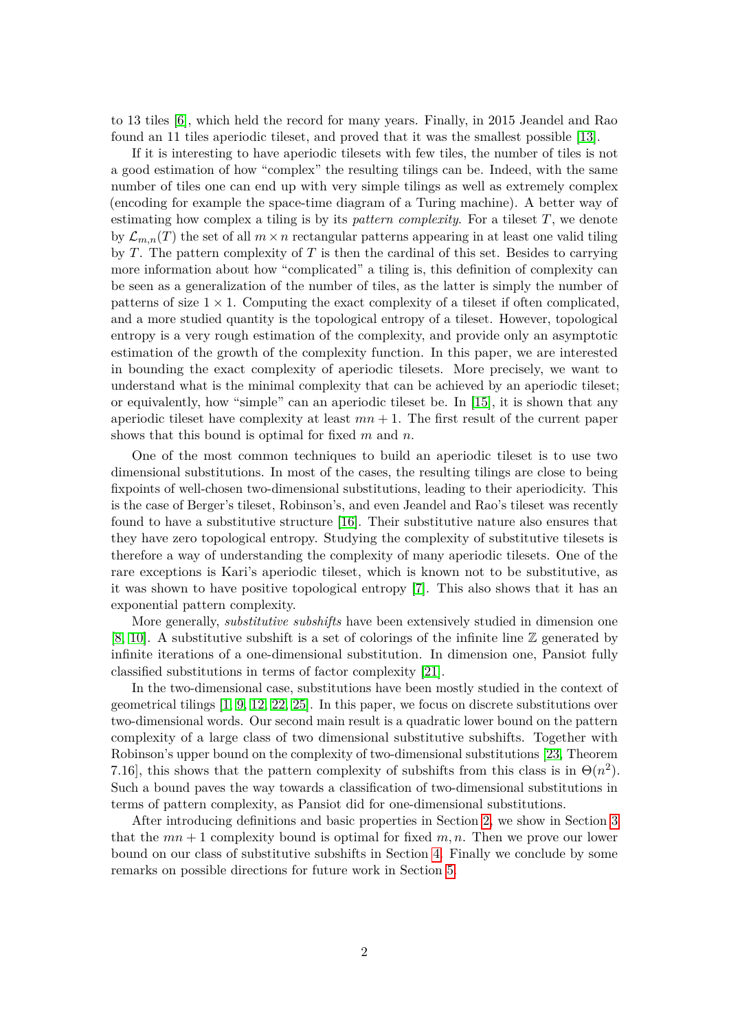to 13 tiles [6], which held the record for many years. Finally, in 2015 Jeandel and Rao found an 11 tiles aperiodic tileset, and proved that it was the smallest possible [13].

If it is interesting to have aperiodic tilesets with few tiles, the number of tiles is not a good estimation of how "complex" the resulting tilings can be. Indeed, with the same number of tiles one can end up with very simple tilings as well as extremely complex (encoding for example the space-time diagram of a Turing machine). A better way of estimating how complex a tiling is by its *pattern complexity*. For a tileset $T$, we denote by $\mathcal{L}_{m,n}(T)$ the set of all $m \times n$ rectangular patterns appearing in at least one valid tiling by $T$. The pattern complexity of $T$ is then the cardinal of this set. Besides to carrying more information about how "complicated" a tiling is, this definition of complexity can be seen as a generalization of the number of tiles, as the latter is simply the number of patterns of size $1 \times 1$. Computing the exact complexity of a tileset if often complicated, and a more studied quantity is the topological entropy of a tileset. However, topological entropy is a very rough estimation of the complexity, and provide only an asymptotic estimation of the growth of the complexity function. In this paper, we are interested in bounding the exact complexity of aperiodic tilesets. More precisely, we want to understand what is the minimal complexity that can be achieved by an aperiodic tileset; or equivalently, how "simple" can an aperiodic tileset be. In [15], it is shown that any aperiodic tileset have complexity at least $mn + 1$. The first result of the current paper shows that this bound is optimal for fixed $m$ and $n$.

One of the most common techniques to build an aperiodic tileset is to use two dimensional substitutions. In most of the cases, the resulting tilings are close to being fixpoints of well-chosen two-dimensional substitutions, leading to their aperiodicity. This is the case of Berger's tileset, Robinson's, and even Jeandel and Rao's tileset was recently found to have a substitutive structure [16]. Their substitutive nature also ensures that they have zero topological entropy. Studying the complexity of substitutive tilesets is therefore a way of understanding the complexity of many aperiodic tilesets. One of the rare exceptions is Kari's aperiodic tileset, which is known not to be substitutive, as it was shown to have positive topological entropy [7]. This also shows that it has an exponential pattern complexity.

More generally, *substitutive subshifts* have been extensively studied in dimension one [8, 10]. A substitutive subshift is a set of colorings of the infinite line $\mathbb{Z}$ generated by infinite iterations of a one-dimensional substitution. In dimension one, Pansiot fully classified substitutions in terms of factor complexity [21].

In the two-dimensional case, substitutions have been mostly studied in the context of geometrical tilings [1, 9, 12, 22, 25]. In this paper, we focus on discrete substitutions over two-dimensional words. Our second main result is a quadratic lower bound on the pattern complexity of a large class of two dimensional substitutive subshifts. Together with Robinson's upper bound on the complexity of two-dimensional substitutions [23, Theorem 7.16], this shows that the pattern complexity of subshifts from this class is in $\Theta(n^2)$. Such a bound paves the way towards a classification of two-dimensional substitutions in terms of pattern complexity, as Pansiot did for one-dimensional substitutions.

After introducing definitions and basic properties in Section 2, we show in Section 3 that the $mn + 1$ complexity bound is optimal for fixed $m, n$. Then we prove our lower bound on our class of substitutive subshifts in Section 4. Finally we conclude by some remarks on possible directions for future work in Section 5.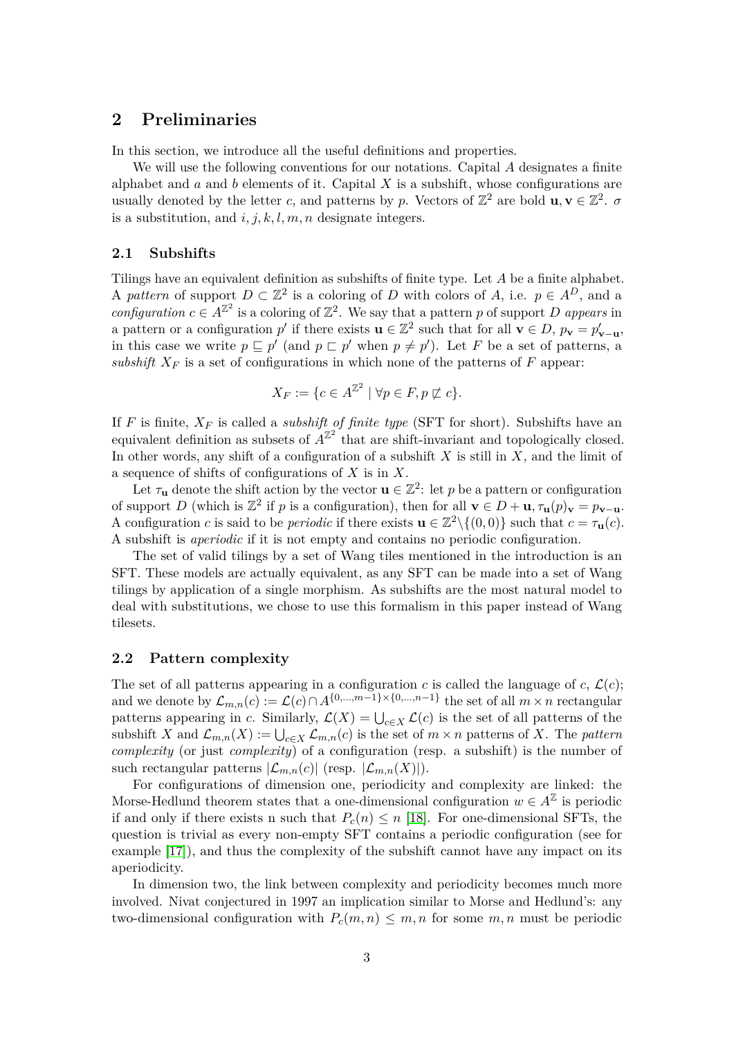## 2 Preliminaries

In this section, we introduce all the useful definitions and properties.

We will use the following conventions for our notations. Capital $A$ designates a finite alphabet and $a$ and $b$ elements of it. Capital $X$ is a subshift, whose configurations are usually denoted by the letter $c$, and patterns by $p$. Vectors of $\mathbb{Z}^2$ are bold $\mathbf{u}, \mathbf{v} \in \mathbb{Z}^2$. $\sigma$ is a substitution, and $i, j, k, l, m, n$ designate integers.

### 2.1 Subshifts

Tilings have an equivalent definition as subshifts of finite type. Let $A$ be a finite alphabet. A *pattern* of support $D \subset \mathbb{Z}^2$ is a coloring of $D$ with colors of $A$, i.e. $p \in A^D$, and a *configuration* $c \in A^{\mathbb{Z}^2}$ is a coloring of $\mathbb{Z}^2$. We say that a pattern $p$ of support $D$ *appears* in a pattern or a configuration $p'$ if there exists $\mathbf{u} \in \mathbb{Z}^2$ such that for all $\mathbf{v} \in D$, $p_\mathbf{v} = p'_{\mathbf{v}-\mathbf{u}}$, in this case we write $p \sqsubseteq p'$ (and $p \sqsubset p'$ when $p \neq p'$). Let $F$ be a set of patterns, a *subshift* $X_F$ is a set of configurations in which none of the patterns of $F$ appear:

$$X_F := \{c \in A^{\mathbb{Z}^2} \mid \forall p \in F, p \not\sqsubseteq c\}.$$

If $F$ is finite, $X_F$ is called a *subshift of finite type* (SFT for short). Subshifts have an equivalent definition as subsets of $A^{\mathbb{Z}^2}$ that are shift-invariant and topologically closed. In other words, any shift of a configuration of a subshift $X$ is still in $X$, and the limit of a sequence of shifts of configurations of $X$ is in $X$.

Let $\tau_\mathbf{u}$ denote the shift action by the vector $\mathbf{u} \in \mathbb{Z}^2$: let $p$ be a pattern or configuration of support $D$ (which is $\mathbb{Z}^2$ if $p$ is a configuration), then for all $\mathbf{v} \in D + \mathbf{u}, \tau_\mathbf{u}(p)_\mathbf{v} = p_{\mathbf{v}-\mathbf{u}}$. A configuration $c$ is said to be *periodic* if there exists $\mathbf{u} \in \mathbb{Z}^2 \backslash \{(0,0)\}$ such that $c = \tau_\mathbf{u}(c)$. A subshift is *aperiodic* if it is not empty and contains no periodic configuration.

The set of valid tilings by a set of Wang tiles mentioned in the introduction is an SFT. These models are actually equivalent, as any SFT can be made into a set of Wang tilings by application of a single morphism. As subshifts are the most natural model to deal with substitutions, we chose to use this formalism in this paper instead of Wang tilesets.

### 2.2 Pattern complexity

The set of all patterns appearing in a configuration $c$ is called the language of $c$, $\mathcal{L}(c)$; and we denote by $\mathcal{L}_{m,n}(c) := \mathcal{L}(c) \cap A^{\{0,\dots,m-1\}\times\{0,\dots,n-1\}}$ the set of all $m \times n$ rectangular patterns appearing in $c$. Similarly, $\mathcal{L}(X) = \bigcup_{c\in X} \mathcal{L}(c)$ is the set of all patterns of the subshift $X$ and $\mathcal{L}_{m,n}(X) := \bigcup_{c\in X} \mathcal{L}_{m,n}(c)$ is the set of $m \times n$ patterns of $X$. The *pattern complexity* (or just *complexity*) of a configuration (resp. a subshift) is the number of such rectangular patterns $|\mathcal{L}_{m,n}(c)|$ (resp. $|\mathcal{L}_{m,n}(X)|$).

For configurations of dimension one, periodicity and complexity are linked: the Morse-Hedlund theorem states that a one-dimensional configuration $w \in A^\mathbb{Z}$ is periodic if and only if there exists n such that $P_c(n) \leq n$ [18]. For one-dimensional SFTs, the question is trivial as every non-empty SFT contains a periodic configuration (see for example [17]), and thus the complexity of the subshift cannot have any impact on its aperiodicity.

In dimension two, the link between complexity and periodicity becomes much more involved. Nivat conjectured in 1997 an implication similar to Morse and Hedlund's: any two-dimensional configuration with $P_c(m,n) \leq m,n$ for some $m,n$ must be periodic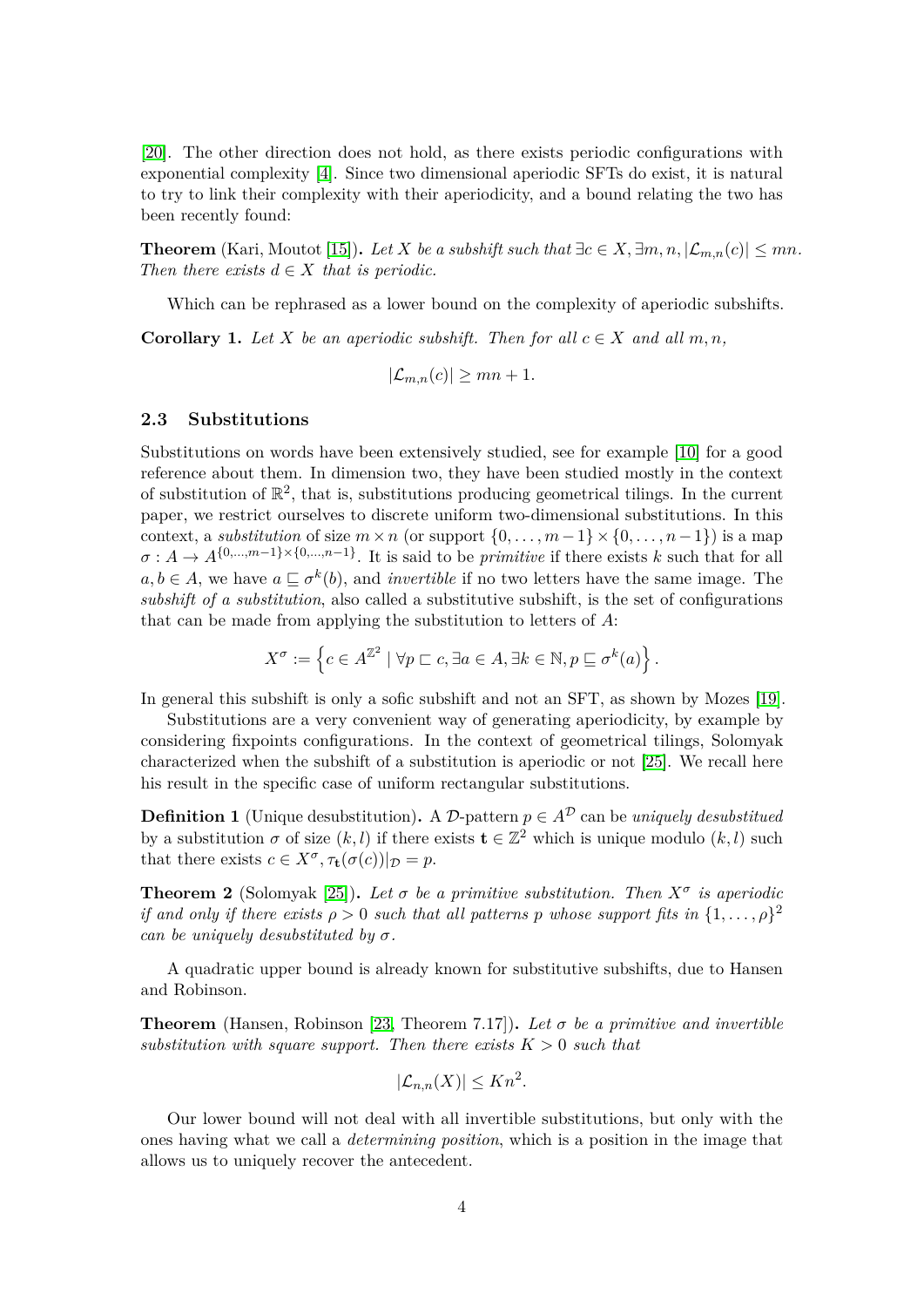[20]. The other direction does not hold, as there exists periodic configurations with exponential complexity [4]. Since two dimensional aperiodic SFTs do exist, it is natural to try to link their complexity with their aperiodicity, and a bound relating the two has been recently found:

**Theorem** (Kari, Moutot [15])**.** *Let $X$ be a subshift such that $\exists c \in X, \exists m,n, |\mathcal{L}_{m,n}(c)| \leq mn$. Then there exists $d \in X$ that is periodic.*

Which can be rephrased as a lower bound on the complexity of aperiodic subshifts.

**Corollary 1.** *Let $X$ be an aperiodic subshift. Then for all $c \in X$ and all $m, n$,*

$$|\mathcal{L}_{m,n}(c)| \geq mn + 1.$$

### 2.3 Substitutions

Substitutions on words have been extensively studied, see for example [10] for a good reference about them. In dimension two, they have been studied mostly in the context of substitution of $\mathbb{R}^2$, that is, substitutions producing geometrical tilings. In the current paper, we restrict ourselves to discrete uniform two-dimensional substitutions. In this context, a *substitution* of size $m \times n$ (or support $\{0,\dots,m-1\} \times \{0,\dots,n-1\}$) is a map $\sigma : A \to A^{\{0,\dots,m-1\}\times\{0,\dots,n-1\}}$. It is said to be *primitive* if there exists $k$ such that for all $a, b \in A$, we have $a \sqsubseteq \sigma^k(b)$, and *invertible* if no two letters have the same image. The *subshift of a substitution*, also called a substitutive subshift, is the set of configurations that can be made from applying the substitution to letters of $A$:

$$X^\sigma := \left\{ c \in A^{\mathbb{Z}^2} \mid \forall p \sqsubset c, \exists a \in A, \exists k \in \mathbb{N}, p \sqsubseteq \sigma^k(a) \right\}.$$

In general this subshift is only a sofic subshift and not an SFT, as shown by Mozes [19].

Substitutions are a very convenient way of generating aperiodicity, by example by considering fixpoints configurations. In the context of geometrical tilings, Solomyak characterized when the subshift of a substitution is aperiodic or not [25]. We recall here his result in the specific case of uniform rectangular substitutions.

**Definition 1** (Unique desubstitution)**.** A $\mathcal{D}$-pattern $p \in A^{\mathcal{D}}$ can be *uniquely desubstitued* by a substitution $\sigma$ of size $(k,l)$ if there exists $\mathbf{t} \in \mathbb{Z}^2$ which is unique modulo $(k,l)$ such that there exists $c \in X^\sigma, \tau_{\mathbf{t}}(\sigma(c))|_{\mathcal{D}} = p$.

**Theorem 2** (Solomyak [25])**.** *Let $\sigma$ be a primitive substitution. Then $X^\sigma$ is aperiodic if and only if there exists $\rho > 0$ such that all patterns $p$ whose support fits in $\{1,\dots,\rho\}^2$ can be uniquely desubstituted by $\sigma$.*

A quadratic upper bound is already known for substitutive subshifts, due to Hansen and Robinson.

**Theorem** (Hansen, Robinson [23, Theorem 7.17])**.** *Let $\sigma$ be a primitive and invertible substitution with square support. Then there exists $K > 0$ such that*

$$|\mathcal{L}_{n,n}(X)| \leq Kn^2.$$

Our lower bound will not deal with all invertible substitutions, but only with the ones having what we call a *determining position*, which is a position in the image that allows us to uniquely recover the antecedent.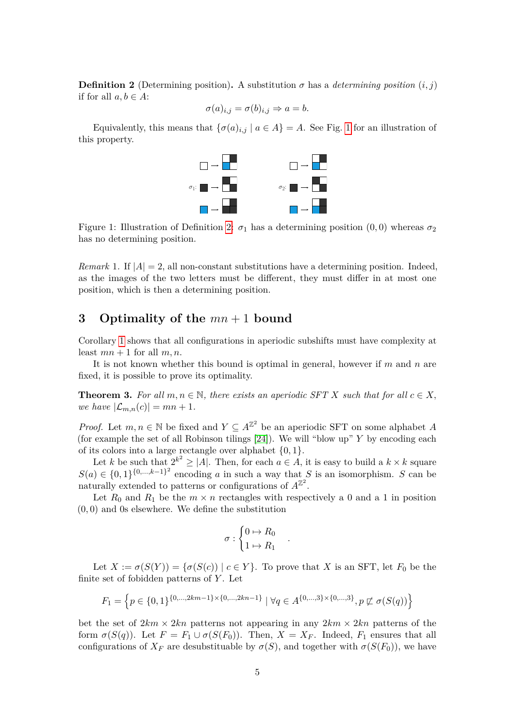**Definition 2** (Determining position)**.** A substitution $\sigma$ has a *determining position* $(i,j)$ if for all $a,b \in A$:

$$\sigma(a)_{i,j} = \sigma(b)_{i,j} \Rightarrow a = b.$$

Equivalently, this means that $\{\sigma(a)_{i,j} \mid a \in A\} = A$. See Fig. 1 for an illustration of this property.

Figure 1: Illustration of Definition 2: $\sigma_1$ has a determining position $(0,0)$ whereas $\sigma_2$ has no determining position.

*Remark* 1. If $|A| = 2$, all non-constant substitutions have a determining position. Indeed, as the images of the two letters must be different, they must differ in at most one position, which is then a determining position.

## 3 Optimality of the $mn + 1$ bound

Corollary 1 shows that all configurations in aperiodic subshifts must have complexity at least $mn + 1$ for all $m, n$.

It is not known whether this bound is optimal in general, however if $m$ and $n$ are fixed, it is possible to prove its optimality.

**Theorem 3.** *For all $m, n \in \mathbb{N}$, there exists an aperiodic SFT $X$ such that for all $c \in X$, we have $|\mathcal{L}_{m,n}(c)| = mn + 1$.*

*Proof.* Let $m, n \in \mathbb{N}$ be fixed and $Y \subseteq A^{\mathbb{Z}^2}$ be an aperiodic SFT on some alphabet $A$ (for example the set of all Robinson tilings [24]). We will "blow up" $Y$ by encoding each of its colors into a large rectangle over alphabet $\{0,1\}$.

Let $k$ be such that $2^{k^2} \geq |A|$. Then, for each $a \in A$, it is easy to build a $k \times k$ square $S(a) \in \{0,1\}^{\{0,\dots,k-1\}^2}$ encoding $a$ in such a way that $S$ is an isomorphism. $S$ can be naturally extended to patterns or configurations of $A^{\mathbb{Z}^2}$.

Let $R_0$ and $R_1$ be the $m \times n$ rectangles with respectively a 0 and a 1 in position $(0,0)$ and 0s elsewhere. We define the substitution

$$\sigma : \begin{cases} 0 \mapsto R_0 \\ 1 \mapsto R_1 \end{cases}.$$

Let $X := \sigma(S(Y)) = \{\sigma(S(c)) \mid c \in Y\}$. To prove that $X$ is an SFT, let $F_0$ be the finite set of fobidden patterns of $Y$. Let

$$F_1 = \left\{ p \in \{0,1\}^{\{0,\dots,2km-1\} \times \{0,\dots,2kn-1\}} \mid \forall q \in A^{\{0,\dots,3\} \times \{0,\dots,3\}}, p \not\sqsubseteq \sigma(S(q)) \right\}$$

bet the set of $2km \times 2kn$ patterns not appearing in any $2km \times 2kn$ patterns of the form $\sigma(S(q))$. Let $F = F_1 \cup \sigma(S(F_0))$. Then, $X = X_F$. Indeed, $F_1$ ensures that all configurations of $X_F$ are desubstituable by $\sigma(S)$, and together with $\sigma(S(F_0))$, we have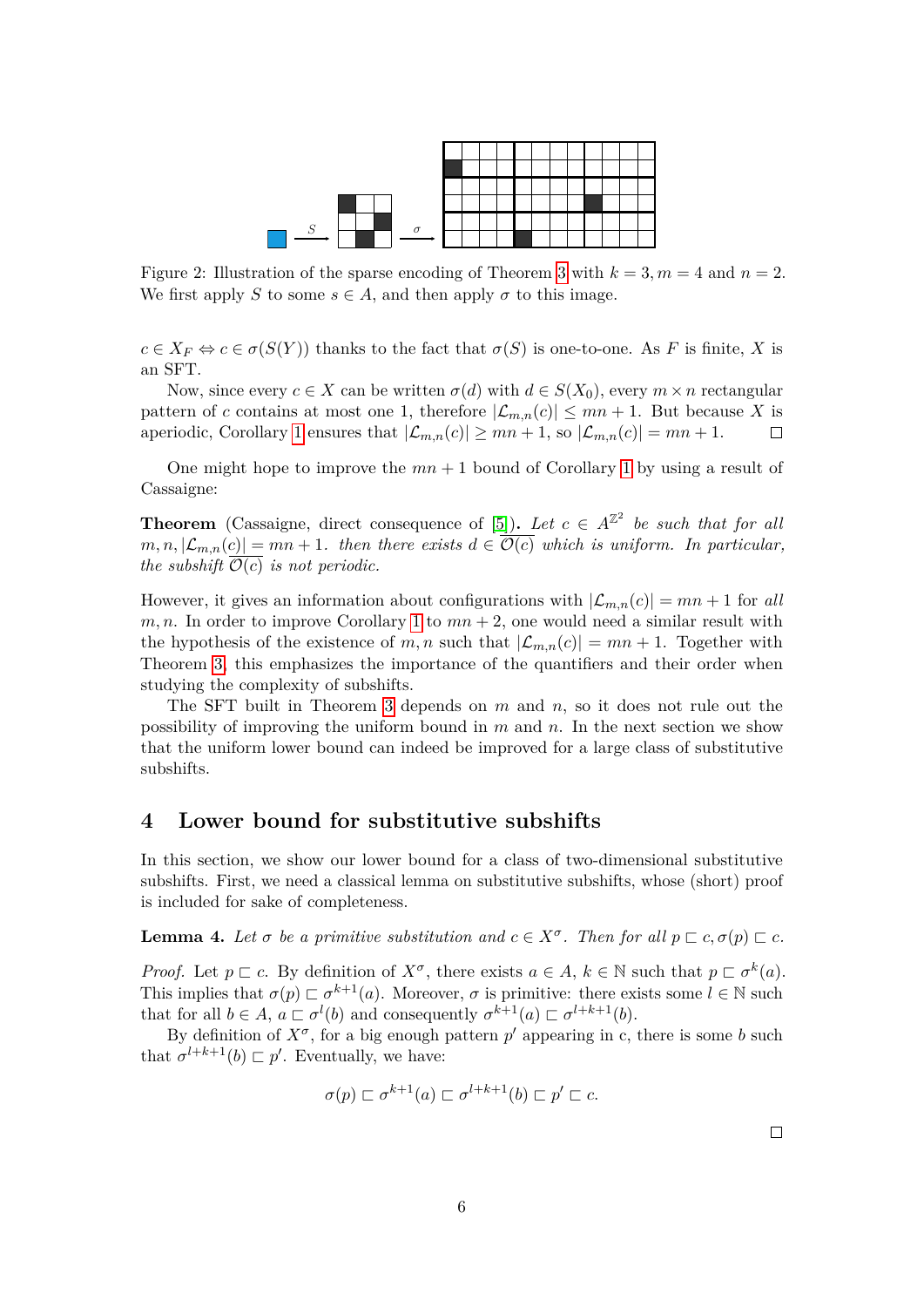Figure 2: Illustration of the sparse encoding of Theorem 3 with $k = 3, m = 4$ and $n = 2$. We first apply $S$ to some $s \in A$, and then apply $\sigma$ to this image.

$c \in X_F \Leftrightarrow c \in \sigma(S(Y))$ thanks to the fact that $\sigma(S)$ is one-to-one. As $F$ is finite, $X$ is an SFT.

Now, since every $c \in X$ can be written $\sigma(d)$ with $d \in S(X_0)$, every $m \times n$ rectangular pattern of $c$ contains at most one 1, therefore $|\mathcal{L}_{m,n}(c)| \leq mn + 1$. But because $X$ is aperiodic, Corollary 1 ensures that $|\mathcal{L}_{m,n}(c)| \geq mn + 1$, so $|\mathcal{L}_{m,n}(c)| = mn + 1$. $\square$

One might hope to improve the $mn + 1$ bound of Corollary 1 by using a result of Cassaigne:

**Theorem** (Cassaigne, direct consequence of [5]). *Let $c \in A^{\mathbb{Z}^2}$ be such that for all $m, n, |\mathcal{L}_{m,n}(c)| = mn + 1$. then there exists $d \in \overline{\mathcal{O}(c)}$ which is uniform. In particular, the subshift $\overline{\mathcal{O}(c)}$ is not periodic.*

However, it gives an information about configurations with $|\mathcal{L}_{m,n}(c)| = mn + 1$ for *all* $m, n$. In order to improve Corollary 1 to $mn + 2$, one would need a similar result with the hypothesis of the existence of $m, n$ such that $|\mathcal{L}_{m,n}(c)| = mn + 1$. Together with Theorem 3, this emphasizes the importance of the quantifiers and their order when studying the complexity of subshifts.

The SFT built in Theorem 3 depends on $m$ and $n$, so it does not rule out the possibility of improving the uniform bound in $m$ and $n$. In the next section we show that the uniform lower bound can indeed be improved for a large class of substitutive subshifts.

## 4 Lower bound for substitutive subshifts

In this section, we show our lower bound for a class of two-dimensional substitutive subshifts. First, we need a classical lemma on substitutive subshifts, whose (short) proof is included for sake of completeness.

**Lemma 4.** *Let $\sigma$ be a primitive substitution and $c \in X^\sigma$. Then for all $p \sqsubset c, \sigma(p) \sqsubset c$.*

*Proof.* Let $p \sqsubset c$. By definition of $X^\sigma$, there exists $a \in A$, $k \in \mathbb{N}$ such that $p \sqsubset \sigma^k(a)$. This implies that $\sigma(p) \sqsubset \sigma^{k+1}(a)$. Moreover, $\sigma$ is primitive: there exists some $l \in \mathbb{N}$ such that for all $b \in A$, $a \sqsubset \sigma^l(b)$ and consequently $\sigma^{k+1}(a) \sqsubset \sigma^{l+k+1}(b)$.

By definition of $X^\sigma$, for a big enough pattern $p'$ appearing in c, there is some $b$ such that $\sigma^{l+k+1}(b) \sqsubset p'$. Eventually, we have:

$$\sigma(p) \sqsubset \sigma^{k+1}(a) \sqsubset \sigma^{l+k+1}(b) \sqsubset p' \sqsubset c.$$

$\square$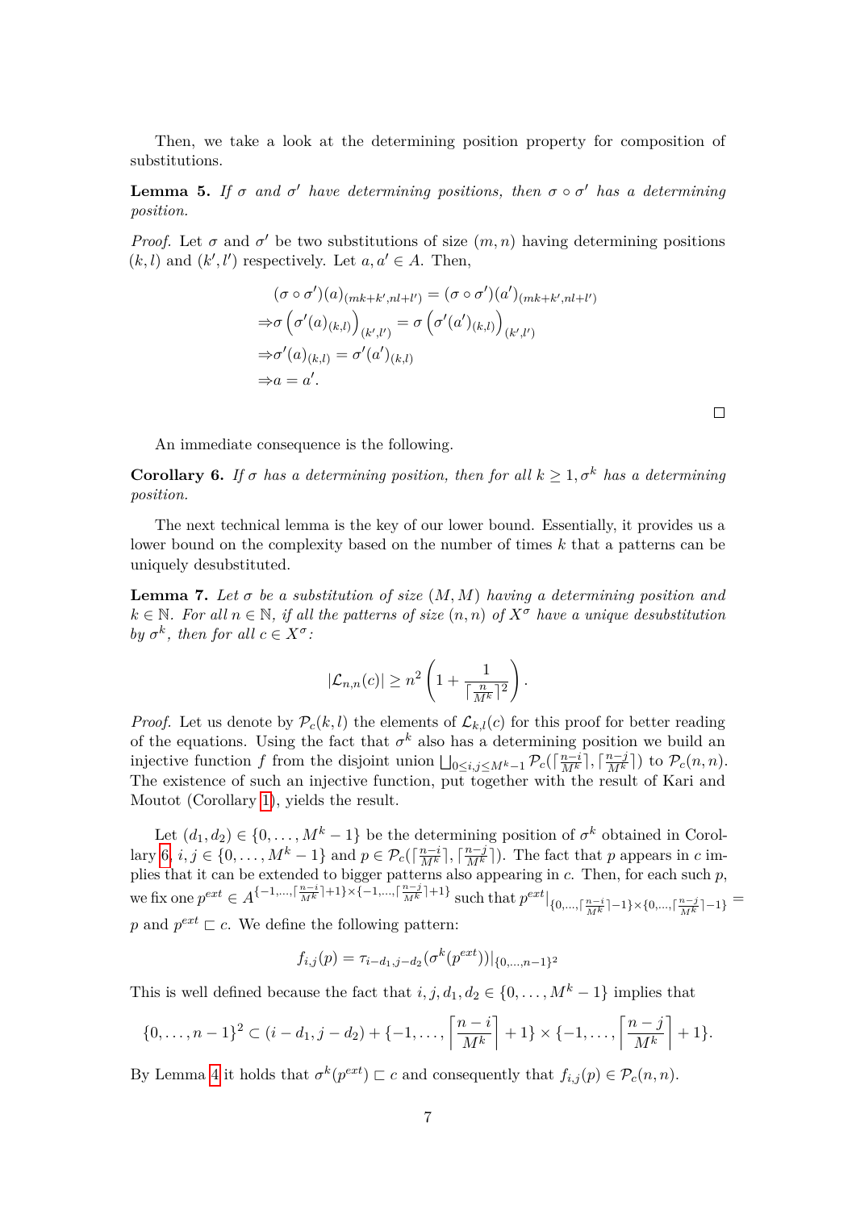Then, we take a look at the determining position property for composition of substitutions.

**Lemma 5.** *If $\sigma$ and $\sigma'$ have determining positions, then $\sigma \circ \sigma'$ has a determining position.*

*Proof.* Let $\sigma$ and $\sigma'$ be two substitutions of size $(m,n)$ having determining positions $(k,l)$ and $(k',l')$ respectively. Let $a, a' \in A$. Then,

$$
\begin{aligned}
&(\sigma \circ \sigma')(a)_{(mk+k',nl+l')} = (\sigma \circ \sigma')(a')_{(mk+k',nl+l')} \\
\Rightarrow&\sigma\left(\sigma'(a)_{(k,l)}\right)_{(k',l')} = \sigma\left(\sigma'(a')_{(k,l)}\right)_{(k',l')} \\
\Rightarrow&\sigma'(a)_{(k,l)} = \sigma'(a')_{(k,l)} \\
\Rightarrow&a = a'.
\end{aligned}
$$

□

An immediate consequence is the following.

**Corollary 6.** *If $\sigma$ has a determining position, then for all $k \geq 1, \sigma^k$ has a determining position.*

The next technical lemma is the key of our lower bound. Essentially, it provides us a lower bound on the complexity based on the number of times $k$ that a patterns can be uniquely desubstituted.

**Lemma 7.** *Let $\sigma$ be a substitution of size $(M,M)$ having a determining position and $k \in \mathbb{N}$. For all $n \in \mathbb{N}$, if all the patterns of size $(n,n)$ of $X^\sigma$ have a unique desubstitution by $\sigma^k$, then for all $c \in X^\sigma$:*

$$|\mathcal{L}_{n,n}(c)| \geq n^2\left(1 + \frac{1}{\lceil \frac{n}{M^k} \rceil^2}\right).$$

*Proof.* Let us denote by $\mathcal{P}_c(k,l)$ the elements of $\mathcal{L}_{k,l}(c)$ for this proof for better reading of the equations. Using the fact that $\sigma^k$ also has a determining position we build an injective function $f$ from the disjoint union $\bigsqcup_{0 \leq i,j \leq M^k-1} \mathcal{P}_c(\lceil \frac{n-i}{M^k} \rceil, \lceil \frac{n-j}{M^k} \rceil)$ to $\mathcal{P}_c(n,n)$. The existence of such an injective function, put together with the result of Kari and Moutot (Corollary 1), yields the result.

Let $(d_1, d_2) \in \{0, \ldots, M^k - 1\}$ be the determining position of $\sigma^k$ obtained in Corollary 6, $i, j \in \{0, \ldots, M^k - 1\}$ and $p \in \mathcal{P}_c(\lceil \frac{n-i}{M^k} \rceil, \lceil \frac{n-j}{M^k} \rceil)$. The fact that $p$ appears in $c$ implies that it can be extended to bigger patterns also appearing in $c$. Then, for each such $p$, we fix one $p^{ext} \in A^{\{-1,\ldots,\lceil \frac{n-i}{M^k} \rceil + 1\} \times \{-1,\ldots,\lceil \frac{n-j}{M^k} \rceil + 1\}}$ such that $p^{ext}|_{\{0,\ldots,\lceil \frac{n-i}{M^k} \rceil - 1\} \times \{0,\ldots,\lceil \frac{n-j}{M^k} \rceil - 1\}} = p$ and $p^{ext} \sqsubset c$. We define the following pattern:

$$f_{i,j}(p) = \tau_{i-d_1, j-d_2}(\sigma^k(p^{ext}))|_{\{0,\ldots,n-1\}^2}$$

This is well defined because the fact that $i, j, d_1, d_2 \in \{0, \ldots, M^k - 1\}$ implies that

$$\{0, \ldots, n-1\}^2 \subset (i - d_1, j - d_2) + \{-1, \ldots, \left\lceil \frac{n-i}{M^k} \right\rceil + 1\} \times \{-1, \ldots, \left\lceil \frac{n-j}{M^k} \right\rceil + 1\}.$$

By Lemma 4 it holds that $\sigma^k(p^{ext}) \sqsubset c$ and consequently that $f_{i,j}(p) \in \mathcal{P}_c(n,n)$.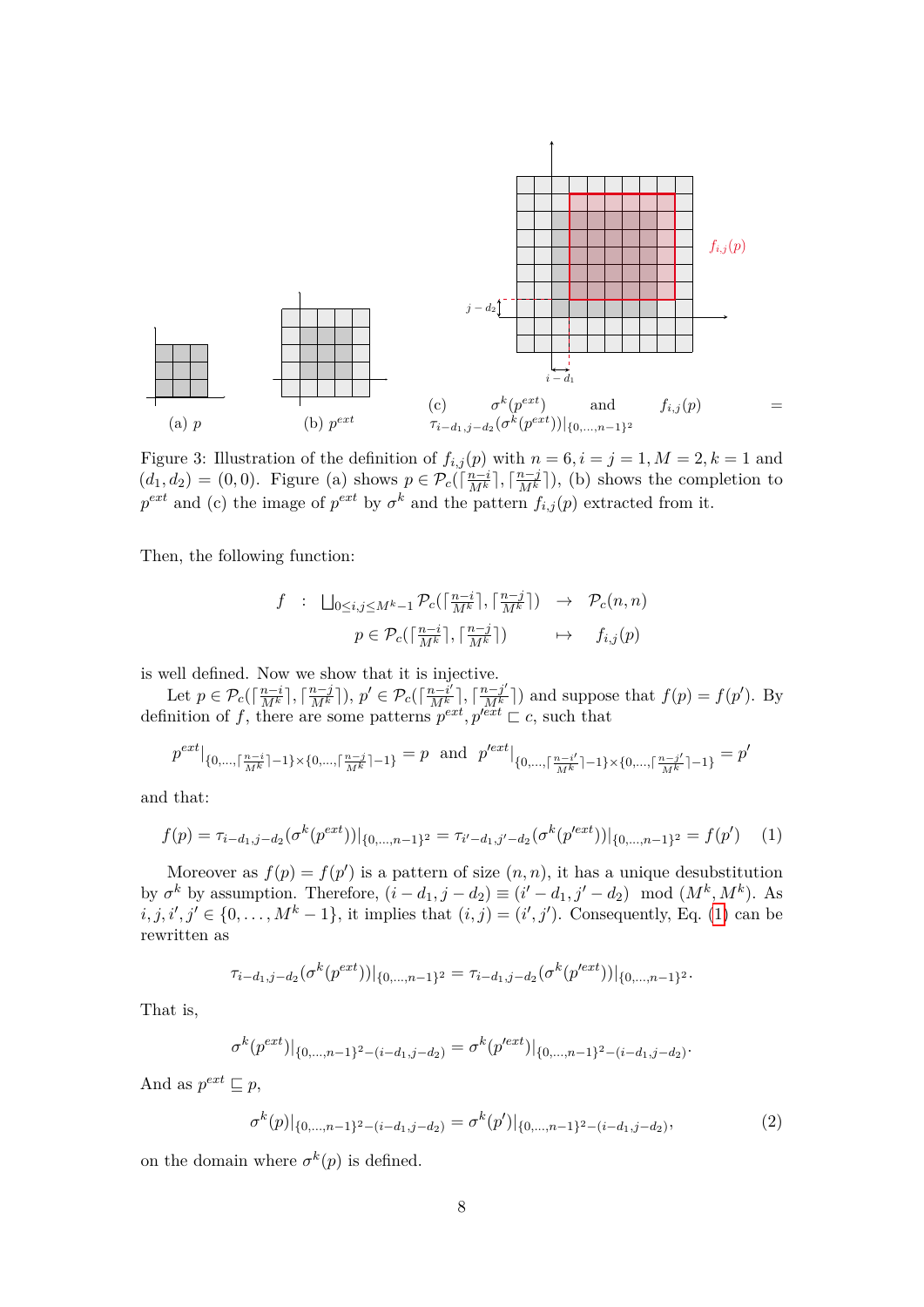(a) $p$

(b) $p^{ext}$

(c) $\sigma^k(p^{ext})$ and $f_{i,j}(p) = \tau_{i-d_1,j-d_2}(\sigma^k(p^{ext}))|_{\{0,\ldots,n-1\}^2}$

Figure 3: Illustration of the definition of $f_{i,j}(p)$ with $n = 6, i = j = 1, M = 2, k = 1$ and $(d_1, d_2) = (0, 0)$. Figure (a) shows $p \in \mathcal{P}_c(\lceil \frac{n-i}{M^k} \rceil, \lceil \frac{n-j}{M^k} \rceil)$, (b) shows the completion to $p^{ext}$ and (c) the image of $p^{ext}$ by $\sigma^k$ and the pattern $f_{i,j}(p)$ extracted from it.

Then, the following function:

$$f \quad : \quad \bigsqcup_{0 \le i,j \le M^k - 1} \mathcal{P}_c(\lceil \tfrac{n-i}{M^k} \rceil, \lceil \tfrac{n-j}{M^k} \rceil) \quad \to \quad \mathcal{P}_c(n, n)$$
$$p \in \mathcal{P}_c(\lceil \tfrac{n-i}{M^k} \rceil, \lceil \tfrac{n-j}{M^k} \rceil) \quad \mapsto \quad f_{i,j}(p)$$

is well defined. Now we show that it is injective.

Let $p \in \mathcal{P}_c(\lceil \frac{n-i}{M^k} \rceil, \lceil \frac{n-j}{M^k} \rceil)$, $p' \in \mathcal{P}_c(\lceil \frac{n-i'}{M^k} \rceil, \lceil \frac{n-j'}{M^k} \rceil)$ and suppose that $f(p) = f(p')$. By definition of $f$, there are some patterns $p^{ext}, p'^{ext} \sqsubset c$, such that

$$p^{ext}|_{\{0,\ldots,\lceil \frac{n-i}{M^k} \rceil - 1\} \times \{0,\ldots,\lceil \frac{n-j}{M^k} \rceil - 1\}} = p \quad \text{and} \quad p'^{ext}|_{\{0,\ldots,\lceil \frac{n-i'}{M^k} \rceil - 1\} \times \{0,\ldots,\lceil \frac{n-j'}{M^k} \rceil - 1\}} = p'$$

and that:

$$f(p) = \tau_{i-d_1,j-d_2}(\sigma^k(p^{ext}))|_{\{0,\ldots,n-1\}^2} = \tau_{i'-d_1,j'-d_2}(\sigma^k(p'^{ext}))|_{\{0,\ldots,n-1\}^2} = f(p') \tag{1}$$

Moreover as $f(p) = f(p')$ is a pattern of size $(n, n)$, it has a unique desubstitution by $\sigma^k$ by assumption. Therefore, $(i - d_1, j - d_2) \equiv (i' - d_1, j' - d_2) \mod (M^k, M^k)$. As $i, j, i', j' \in \{0, \ldots, M^k - 1\}$, it implies that $(i, j) = (i', j')$. Consequently, Eq. (1) can be rewritten as

$$\tau_{i-d_1,j-d_2}(\sigma^k(p^{ext}))|_{\{0,\ldots,n-1\}^2} = \tau_{i-d_1,j-d_2}(\sigma^k(p'^{ext}))|_{\{0,\ldots,n-1\}^2}.$$

That is,

$$\sigma^k(p^{ext})|_{\{0,\ldots,n-1\}^2 - (i-d_1,j-d_2)} = \sigma^k(p'^{ext})|_{\{0,\ldots,n-1\}^2 - (i-d_1,j-d_2)}.$$

And as $p^{ext} \sqsubseteq p$,

$$\sigma^k(p)|_{\{0,\ldots,n-1\}^2 - (i-d_1,j-d_2)} = \sigma^k(p')|_{\{0,\ldots,n-1\}^2 - (i-d_1,j-d_2)}, \tag{2}$$

on the domain where $\sigma^k(p)$ is defined.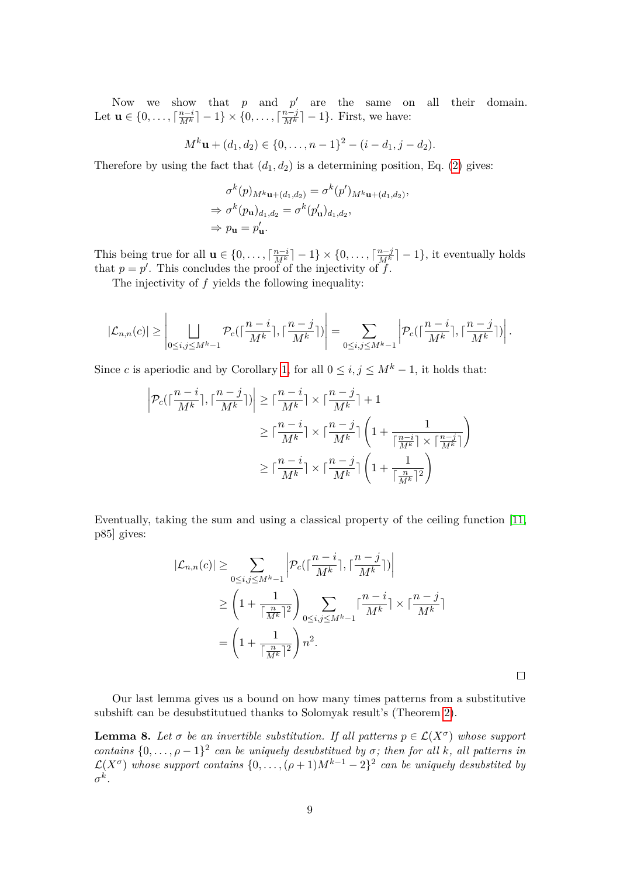Now we show that $p$ and $p'$ are the same on all their domain. Let $\mathbf{u} \in \{0,\dots,\lceil\frac{n-i}{M^k}\rceil - 1\} \times \{0,\dots,\lceil\frac{n-j}{M^k}\rceil - 1\}$. First, we have:

$$M^k\mathbf{u} + (d_1, d_2) \in \{0,\dots,n-1\}^2 - (i - d_1, j - d_2).$$

Therefore by using the fact that $(d_1, d_2)$ is a determining position, Eq. (2) gives:

$$\begin{aligned}
&\sigma^k(p)_{M^k\mathbf{u}+(d_1,d_2)} = \sigma^k(p')_{M^k\mathbf{u}+(d_1,d_2)},\\
\Rightarrow\ &\sigma^k(p_{\mathbf{u}})_{d_1,d_2} = \sigma^k(p'_{\mathbf{u}})_{d_1,d_2},\\
\Rightarrow\ &p_{\mathbf{u}} = p'_{\mathbf{u}}.
\end{aligned}$$

This being true for all $\mathbf{u} \in \{0,\dots,\lceil\frac{n-i}{M^k}\rceil - 1\} \times \{0,\dots,\lceil\frac{n-j}{M^k}\rceil - 1\}$, it eventually holds that $p = p'$. This concludes the proof of the injectivity of $f$.

The injectivity of $f$ yields the following inequality:

$$|\mathcal{L}_{n,n}(c)| \geq \left|\bigsqcup_{0\leq i,j\leq M^k-1} \mathcal{P}_c(\lceil\frac{n-i}{M^k}\rceil, \lceil\frac{n-j}{M^k}\rceil)\right| = \sum_{0\leq i,j\leq M^k-1} \left|\mathcal{P}_c(\lceil\frac{n-i}{M^k}\rceil, \lceil\frac{n-j}{M^k}\rceil)\right|.$$

Since $c$ is aperiodic and by Corollary 1, for all $0 \leq i, j \leq M^k - 1$, it holds that:

$$\begin{aligned}
\left|\mathcal{P}_c(\lceil\frac{n-i}{M^k}\rceil, \lceil\frac{n-j}{M^k}\rceil)\right| &\geq \lceil\frac{n-i}{M^k}\rceil \times \lceil\frac{n-j}{M^k}\rceil + 1\\
&\geq \lceil\frac{n-i}{M^k}\rceil \times \lceil\frac{n-j}{M^k}\rceil \left(1 + \frac{1}{\lceil\frac{n-i}{M^k}\rceil \times \lceil\frac{n-j}{M^k}\rceil}\right)\\
&\geq \lceil\frac{n-i}{M^k}\rceil \times \lceil\frac{n-j}{M^k}\rceil \left(1 + \frac{1}{\lceil\frac{n}{M^k}\rceil^2}\right)
\end{aligned}$$

Eventually, taking the sum and using a classical property of the ceiling function [11, p85] gives:

$$\begin{aligned}
|\mathcal{L}_{n,n}(c)| &\geq \sum_{0\leq i,j\leq M^k-1} \left|\mathcal{P}_c(\lceil\frac{n-i}{M^k}\rceil, \lceil\frac{n-j}{M^k}\rceil)\right|\\
&\geq \left(1 + \frac{1}{\lceil\frac{n}{M^k}\rceil^2}\right) \sum_{0\leq i,j\leq M^k-1} \lceil\frac{n-i}{M^k}\rceil \times \lceil\frac{n-j}{M^k}\rceil\\
&= \left(1 + \frac{1}{\lceil\frac{n}{M^k}\rceil^2}\right) n^2.
\end{aligned}$$

□

Our last lemma gives us a bound on how many times patterns from a substitutive subshift can be desubstitutued thanks to Solomyak result's (Theorem 2).

**Lemma 8.** *Let $\sigma$ be an invertible substitution. If all patterns $p \in \mathcal{L}(X^\sigma)$ whose support contains $\{0,\dots,\rho-1\}^2$ can be uniquely desubstitued by $\sigma$; then for all $k$, all patterns in $\mathcal{L}(X^\sigma)$ whose support contains $\{0,\dots,(\rho+1)M^{k-1}-2\}^2$ can be uniquely desubstited by $\sigma^k$.*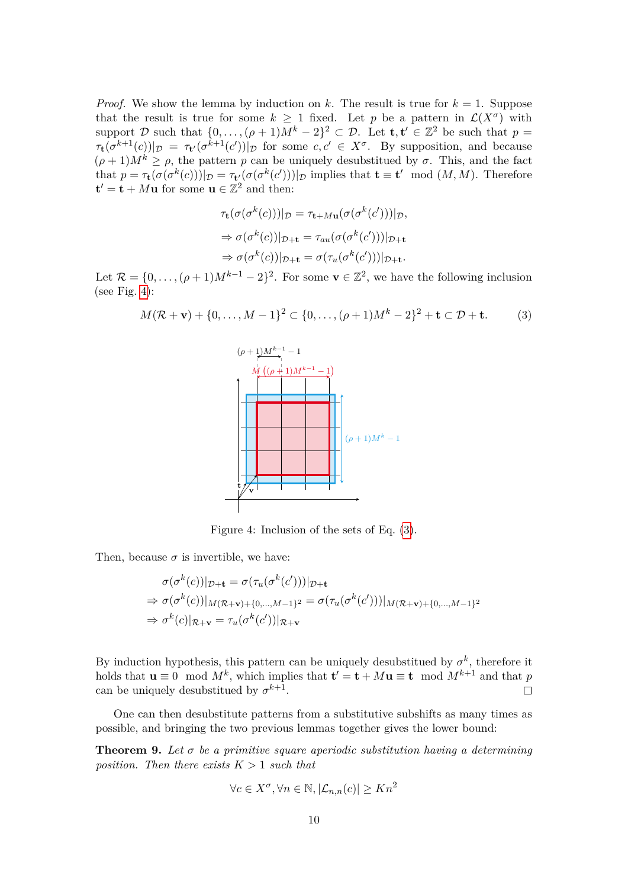*Proof.* We show the lemma by induction on $k$. The result is true for $k = 1$. Suppose that the result is true for some $k \geq 1$ fixed. Let $p$ be a pattern in $\mathcal{L}(X^\sigma)$ with support $\mathcal{D}$ such that $\{0, \dots, (\rho+1)M^k - 2\}^2 \subset \mathcal{D}$. Let $\mathbf{t}, \mathbf{t}' \in \mathbb{Z}^2$ be such that $p = \tau_{\mathbf{t}}(\sigma^{k+1}(c))|_{\mathcal{D}} = \tau_{\mathbf{t}'}(\sigma^{k+1}(c'))|_{\mathcal{D}}$ for some $c, c' \in X^\sigma$. By supposition, and because $(\rho+1)M^k \geq \rho$, the pattern $p$ can be uniquely desubstitued by $\sigma$. This, and the fact that $p = \tau_{\mathbf{t}}(\sigma(\sigma^k(c)))|_{\mathcal{D}} = \tau_{\mathbf{t}'}(\sigma(\sigma^k(c')))|_{\mathcal{D}}$ implies that $\mathbf{t} \equiv \mathbf{t}' \mod (M, M)$. Therefore $\mathbf{t}' = \mathbf{t} + M\mathbf{u}$ for some $\mathbf{u} \in \mathbb{Z}^2$ and then:

$$\tau_{\mathbf{t}}(\sigma(\sigma^k(c)))|_{\mathcal{D}} = \tau_{\mathbf{t}+M\mathbf{u}}(\sigma(\sigma^k(c')))|_{\mathcal{D}},$$
$$\Rightarrow \sigma(\sigma^k(c))|_{\mathcal{D}+\mathbf{t}} = \tau_{au}(\sigma(\sigma^k(c')))|_{\mathcal{D}+\mathbf{t}}$$
$$\Rightarrow \sigma(\sigma^k(c))|_{\mathcal{D}+\mathbf{t}} = \sigma(\tau_u(\sigma^k(c')))|_{\mathcal{D}+\mathbf{t}}.$$

Let $\mathcal{R} = \{0, \dots, (\rho+1)M^{k-1} - 2\}^2$. For some $\mathbf{v} \in \mathbb{Z}^2$, we have the following inclusion (see Fig. 4):

$$M(\mathcal{R} + \mathbf{v}) + \{0, \dots, M-1\}^2 \subset \{0, \dots, (\rho+1)M^k - 2\}^2 + \mathbf{t} \subset \mathcal{D} + \mathbf{t}. \tag{3}$$

Figure 4: Inclusion of the sets of Eq. (3).

Then, because $\sigma$ is invertible, we have:

$$\sigma(\sigma^k(c))|_{\mathcal{D}+\mathbf{t}} = \sigma(\tau_u(\sigma^k(c')))|_{\mathcal{D}+\mathbf{t}}$$
$$\Rightarrow \sigma(\sigma^k(c))|_{M(\mathcal{R}+\mathbf{v})+\{0,\dots,M-1\}^2} = \sigma(\tau_u(\sigma^k(c')))|_{M(\mathcal{R}+\mathbf{v})+\{0,\dots,M-1\}^2}$$
$$\Rightarrow \sigma^k(c)|_{\mathcal{R}+\mathbf{v}} = \tau_u(\sigma^k(c'))|_{\mathcal{R}+\mathbf{v}}$$

By induction hypothesis, this pattern can be uniquely desubstitued by $\sigma^k$, therefore it holds that $\mathbf{u} \equiv 0 \mod M^k$, which implies that $\mathbf{t}' = \mathbf{t} + M\mathbf{u} \equiv \mathbf{t} \mod M^{k+1}$ and that $p$ can be uniquely desubstitued by $\sigma^{k+1}$. $\square$

One can then desubstitute patterns from a substitutive subshifts as many times as possible, and bringing the two previous lemmas together gives the lower bound:

**Theorem 9.** *Let $\sigma$ be a primitive square aperiodic substitution having a determining position. Then there exists $K > 1$ such that*

$$\forall c \in X^\sigma, \forall n \in \mathbb{N}, |\mathcal{L}_{n,n}(c)| \geq Kn^2$$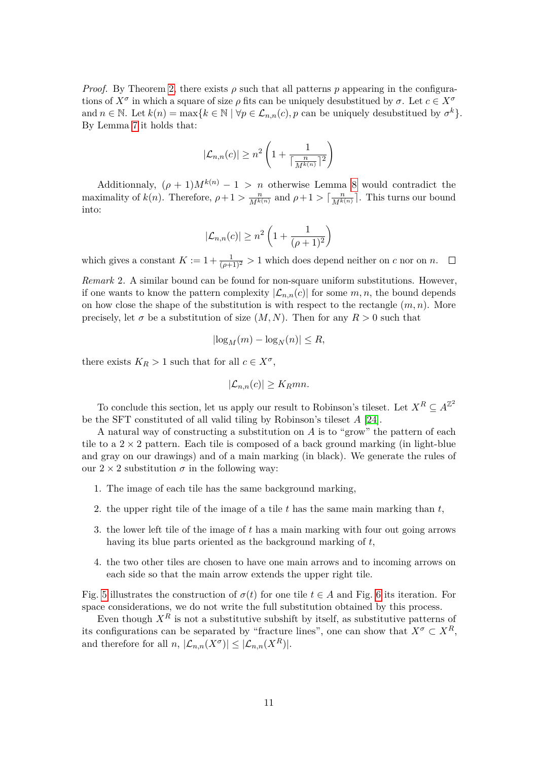*Proof.* By Theorem 2, there exists $\rho$ such that all patterns $p$ appearing in the configurations of $X^\sigma$ in which a square of size $\rho$ fits can be uniquely desubstitued by $\sigma$. Let $c \in X^\sigma$ and $n \in \mathbb{N}$. Let $k(n) = \max\{k \in \mathbb{N} \mid \forall p \in \mathcal{L}_{n,n}(c), p \text{ can be uniquely desubstitued by } \sigma^k\}$. By Lemma 7 it holds that:

$$|\mathcal{L}_{n,n}(c)| \geq n^2 \left(1 + \frac{1}{\lceil \frac{n}{M^{k(n)}} \rceil^2}\right)$$

Additionnaly, $(\rho + 1)M^{k(n)} - 1 > n$ otherwise Lemma 8 would contradict the maximality of $k(n)$. Therefore, $\rho + 1 > \frac{n}{M^{k(n)}}$ and $\rho + 1 > \lceil \frac{n}{M^{k(n)}} \rceil$. This turns our bound into:

$$|\mathcal{L}_{n,n}(c)| \geq n^2 \left(1 + \frac{1}{(\rho+1)^2}\right)$$

which gives a constant $K := 1 + \frac{1}{(\rho+1)^2} > 1$ which does depend neither on $c$ nor on $n$. $\square$

*Remark* 2. A similar bound can be found for non-square uniform substitutions. However, if one wants to know the pattern complexity $|\mathcal{L}_{n,n}(c)|$ for some $m, n$, the bound depends on how close the shape of the substitution is with respect to the rectangle $(m, n)$. More precisely, let $\sigma$ be a substitution of size $(M, N)$. Then for any $R > 0$ such that

$$|\log_M(m) - \log_N(n)| \leq R,$$

there exists $K_R > 1$ such that for all $c \in X^\sigma$,

$$|\mathcal{L}_{n,n}(c)| \geq K_R mn.$$

To conclude this section, let us apply our result to Robinson's tileset. Let $X^R \subseteq A^{\mathbb{Z}^2}$ be the SFT constituted of all valid tiling by Robinson's tileset $A$ [24].

A natural way of constructing a substitution on $A$ is to "grow" the pattern of each tile to a $2 \times 2$ pattern. Each tile is composed of a back ground marking (in light-blue and gray on our drawings) and of a main marking (in black). We generate the rules of our $2 \times 2$ substitution $\sigma$ in the following way:

1. The image of each tile has the same background marking,
2. the upper right tile of the image of a tile $t$ has the same main marking than $t$,
3. the lower left tile of the image of $t$ has a main marking with four out going arrows having its blue parts oriented as the background marking of $t$,
4. the two other tiles are chosen to have one main arrows and to incoming arrows on each side so that the main arrow extends the upper right tile.

Fig. 5 illustrates the construction of $\sigma(t)$ for one tile $t \in A$ and Fig. 6 its iteration. For space considerations, we do not write the full substitution obtained by this process.

Even though $X^R$ is not a substitutive subshift by itself, as substitutive patterns of its configurations can be separated by "fracture lines", one can show that $X^\sigma \subset X^R$, and therefore for all $n$, $|\mathcal{L}_{n,n}(X^\sigma)| \leq |\mathcal{L}_{n,n}(X^R)|$.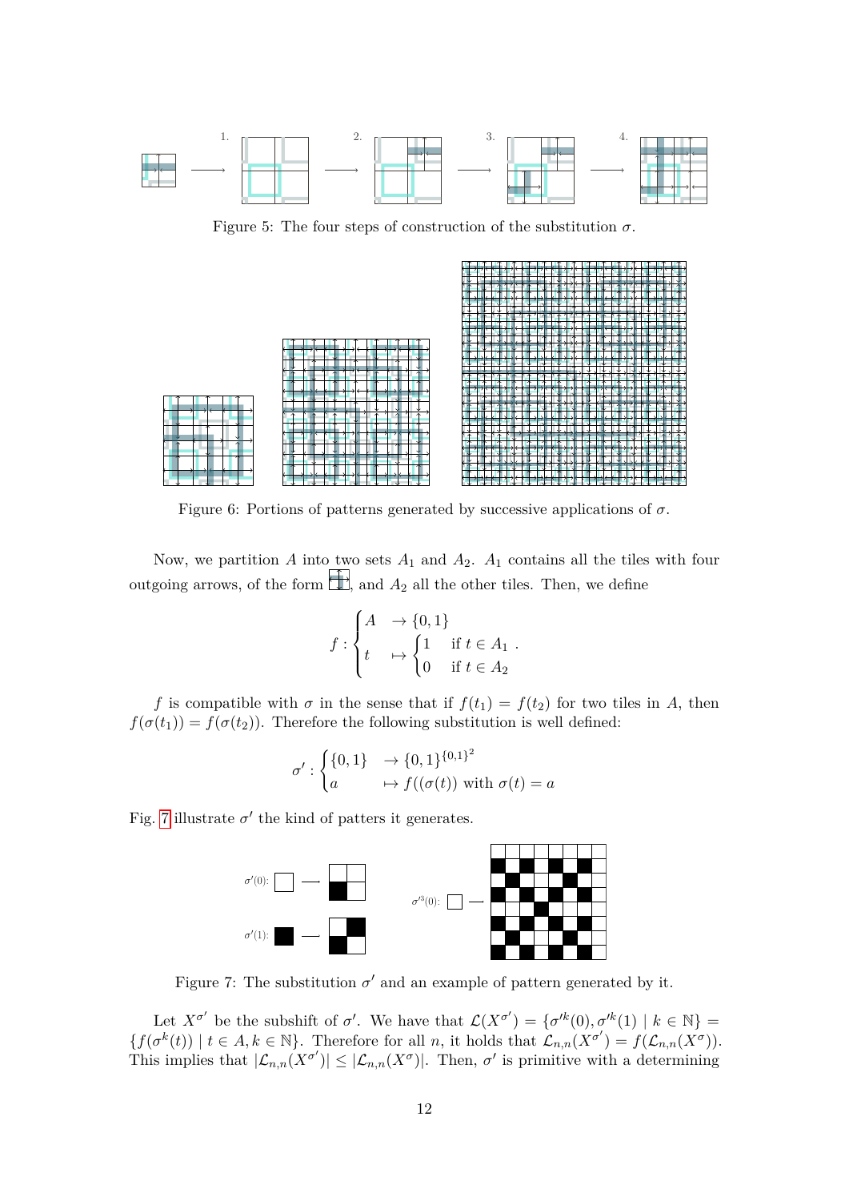Figure 5: The four steps of construction of the substitution $\sigma$.

Figure 6: Portions of patterns generated by successive applications of $\sigma$.

Now, we partition $A$ into two sets $A_1$ and $A_2$. $A_1$ contains all the tiles with four outgoing arrows, of the form , and $A_2$ all the other tiles. Then, we define

$$f : \begin{cases} A & \to \{0,1\} \\ t & \mapsto \begin{cases} 1 & \text{if } t \in A_1 \\ 0 & \text{if } t \in A_2 \end{cases} \end{cases}.$$

$f$ is compatible with $\sigma$ in the sense that if $f(t_1) = f(t_2)$ for two tiles in $A$, then $f(\sigma(t_1)) = f(\sigma(t_2))$. Therefore the following substitution is well defined:

$$\sigma' : \begin{cases} \{0,1\} & \to \{0,1\}^{\{0,1\}^2} \\ a & \mapsto f((\sigma(t)) \text{ with } \sigma(t) = a \end{cases}$$

Fig. 7 illustrate $\sigma'$ the kind of patters it generates.

Figure 7: The substitution $\sigma'$ and an example of pattern generated by it.

Let $X^{\sigma'}$ be the subshift of $\sigma'$. We have that $\mathcal{L}(X^{\sigma'}) = \{\sigma'^k(0), \sigma'^k(1) \mid k \in \mathbb{N}\} = \{f(\sigma^k(t)) \mid t \in A, k \in \mathbb{N}\}$. Therefore for all $n$, it holds that $\mathcal{L}_{n,n}(X^{\sigma'}) = f(\mathcal{L}_{n,n}(X^{\sigma}))$. This implies that $|\mathcal{L}_{n,n}(X^{\sigma'})| \leq |\mathcal{L}_{n,n}(X^{\sigma})|$. Then, $\sigma'$ is primitive with a determining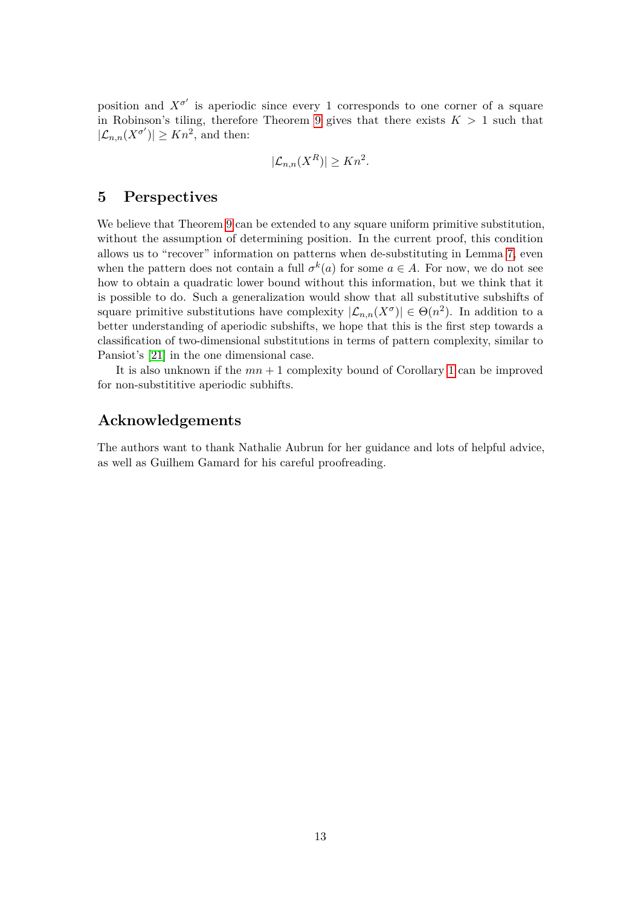position and $X^{\sigma'}$ is aperiodic since every 1 corresponds to one corner of a square in Robinson's tiling, therefore Theorem 9 gives that there exists $K > 1$ such that $|\mathcal{L}_{n,n}(X^{\sigma'})| \geq Kn^2$, and then:

$$|\mathcal{L}_{n,n}(X^R)| \geq Kn^2.$$

## 5 Perspectives

We believe that Theorem 9 can be extended to any square uniform primitive substitution, without the assumption of determining position. In the current proof, this condition allows us to "recover" information on patterns when de-substituting in Lemma 7, even when the pattern does not contain a full $\sigma^k(a)$ for some $a \in A$. For now, we do not see how to obtain a quadratic lower bound without this information, but we think that it is possible to do. Such a generalization would show that all substitutive subshifts of square primitive substitutions have complexity $|\mathcal{L}_{n,n}(X^\sigma)| \in \Theta(n^2)$. In addition to a better understanding of aperiodic subshifts, we hope that this is the first step towards a classification of two-dimensional substitutions in terms of pattern complexity, similar to Pansiot's [21] in the one dimensional case.

It is also unknown if the $mn + 1$ complexity bound of Corollary 1 can be improved for non-substititive aperiodic subhifts.

## Acknowledgements

The authors want to thank Nathalie Aubrun for her guidance and lots of helpful advice, as well as Guilhem Gamard for his careful proofreading.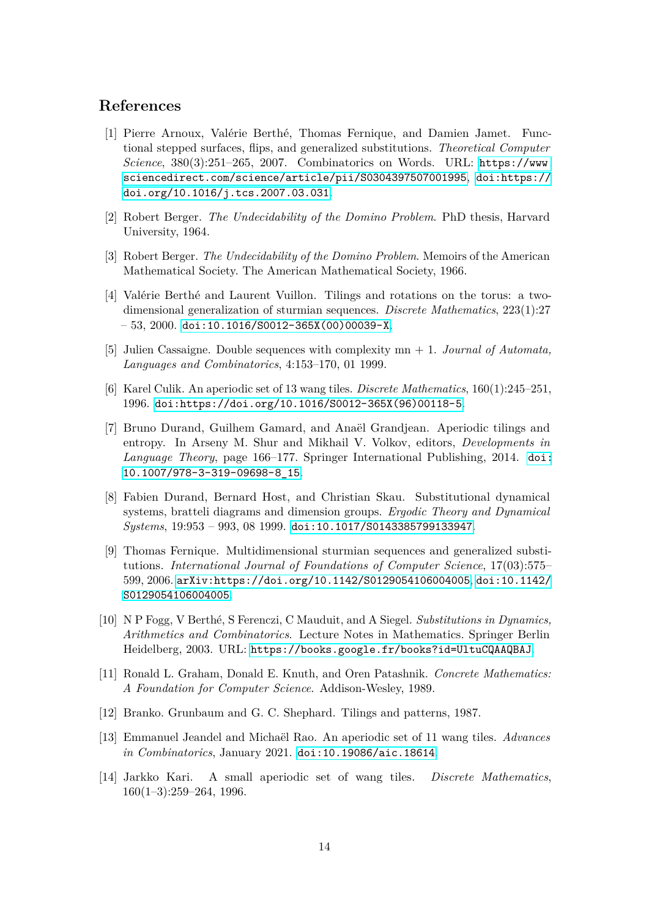## References

[1] Pierre Arnoux, Valérie Berthé, Thomas Fernique, and Damien Jamet. Functional stepped surfaces, flips, and generalized substitutions. *Theoretical Computer Science*, 380(3):251–265, 2007. Combinatorics on Words. URL: https://www.sciencedirect.com/science/article/pii/S0304397507001995, doi:https://doi.org/10.1016/j.tcs.2007.03.031.

[2] Robert Berger. *The Undecidability of the Domino Problem*. PhD thesis, Harvard University, 1964.

[3] Robert Berger. *The Undecidability of the Domino Problem*. Memoirs of the American Mathematical Society. The American Mathematical Society, 1966.

[4] Valérie Berthé and Laurent Vuillon. Tilings and rotations on the torus: a two-dimensional generalization of sturmian sequences. *Discrete Mathematics*, 223(1):27 – 53, 2000. doi:10.1016/S0012-365X(00)00039-X.

[5] Julien Cassaigne. Double sequences with complexity mn + 1. *Journal of Automata, Languages and Combinatorics*, 4:153–170, 01 1999.

[6] Karel Culik. An aperiodic set of 13 wang tiles. *Discrete Mathematics*, 160(1):245–251, 1996. doi:https://doi.org/10.1016/S0012-365X(96)00118-5.

[7] Bruno Durand, Guilhem Gamard, and Anaël Grandjean. Aperiodic tilings and entropy. In Arseny M. Shur and Mikhail V. Volkov, editors, *Developments in Language Theory*, page 166–177. Springer International Publishing, 2014. doi:10.1007/978-3-319-09698-8_15.

[8] Fabien Durand, Bernard Host, and Christian Skau. Substitutional dynamical systems, bratteli diagrams and dimension groups. *Ergodic Theory and Dynamical Systems*, 19:953 – 993, 08 1999. doi:10.1017/S0143385799133947.

[9] Thomas Fernique. Multidimensional sturmian sequences and generalized substitutions. *International Journal of Foundations of Computer Science*, 17(03):575–599, 2006. arXiv:https://doi.org/10.1142/S0129054106004005, doi:10.1142/S0129054106004005.

[10] N P Fogg, V Berthé, S Ferenczi, C Mauduit, and A Siegel. *Substitutions in Dynamics, Arithmetics and Combinatorics*. Lecture Notes in Mathematics. Springer Berlin Heidelberg, 2003. URL: https://books.google.fr/books?id=UltuCQAAQBAJ.

[11] Ronald L. Graham, Donald E. Knuth, and Oren Patashnik. *Concrete Mathematics: A Foundation for Computer Science*. Addison-Wesley, 1989.

[12] Branko. Grunbaum and G. C. Shephard. Tilings and patterns, 1987.

[13] Emmanuel Jeandel and Michaël Rao. An aperiodic set of 11 wang tiles. *Advances in Combinatorics*, January 2021. doi:10.19086/aic.18614.

[14] Jarkko Kari. A small aperiodic set of wang tiles. *Discrete Mathematics*, 160(1–3):259–264, 1996.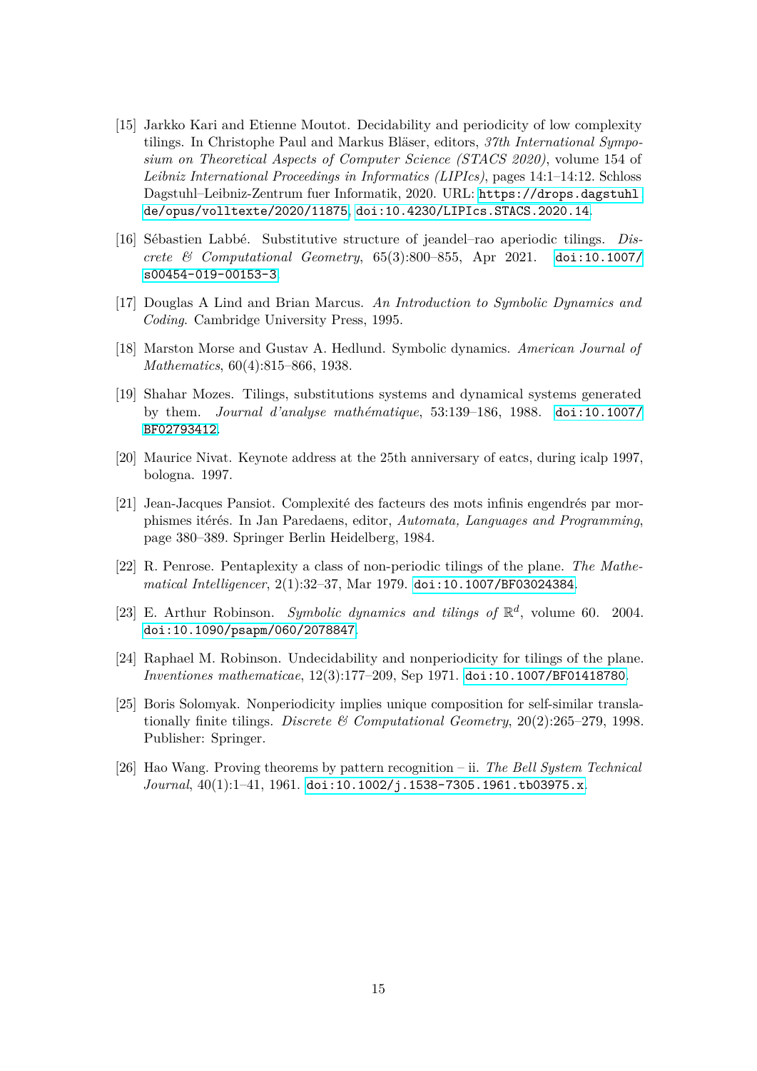[15] Jarkko Kari and Etienne Moutot. Decidability and periodicity of low complexity tilings. In Christophe Paul and Markus Bläser, editors, *37th International Symposium on Theoretical Aspects of Computer Science (STACS 2020)*, volume 154 of *Leibniz International Proceedings in Informatics (LIPIcs)*, pages 14:1–14:12. Schloss Dagstuhl–Leibniz-Zentrum fuer Informatik, 2020. URL: https://drops.dagstuhl.de/opus/volltexte/2020/11875, doi:10.4230/LIPIcs.STACS.2020.14.

[16] Sébastien Labbé. Substitutive structure of jeandel–rao aperiodic tilings. *Discrete & Computational Geometry*, 65(3):800–855, Apr 2021. doi:10.1007/s00454-019-00153-3.

[17] Douglas A Lind and Brian Marcus. *An Introduction to Symbolic Dynamics and Coding*. Cambridge University Press, 1995.

[18] Marston Morse and Gustav A. Hedlund. Symbolic dynamics. *American Journal of Mathematics*, 60(4):815–866, 1938.

[19] Shahar Mozes. Tilings, substitutions systems and dynamical systems generated by them. *Journal d'analyse mathématique*, 53:139–186, 1988. doi:10.1007/BF02793412.

[20] Maurice Nivat. Keynote address at the 25th anniversary of eatcs, during icalp 1997, bologna. 1997.

[21] Jean-Jacques Pansiot. Complexité des facteurs des mots infinis engendrés par morphismes itérés. In Jan Paredaens, editor, *Automata, Languages and Programming*, page 380–389. Springer Berlin Heidelberg, 1984.

[22] R. Penrose. Pentaplexity a class of non-periodic tilings of the plane. *The Mathematical Intelligencer*, 2(1):32–37, Mar 1979. doi:10.1007/BF03024384.

[23] E. Arthur Robinson. *Symbolic dynamics and tilings of* $\mathbb{R}^d$, volume 60. 2004. doi:10.1090/psapm/060/2078847.

[24] Raphael M. Robinson. Undecidability and nonperiodicity for tilings of the plane. *Inventiones mathematicae*, 12(3):177–209, Sep 1971. doi:10.1007/BF01418780.

[25] Boris Solomyak. Nonperiodicity implies unique composition for self-similar translationally finite tilings. *Discrete & Computational Geometry*, 20(2):265–279, 1998. Publisher: Springer.

[26] Hao Wang. Proving theorems by pattern recognition – ii. *The Bell System Technical Journal*, 40(1):1–41, 1961. doi:10.1002/j.1538-7305.1961.tb03975.x.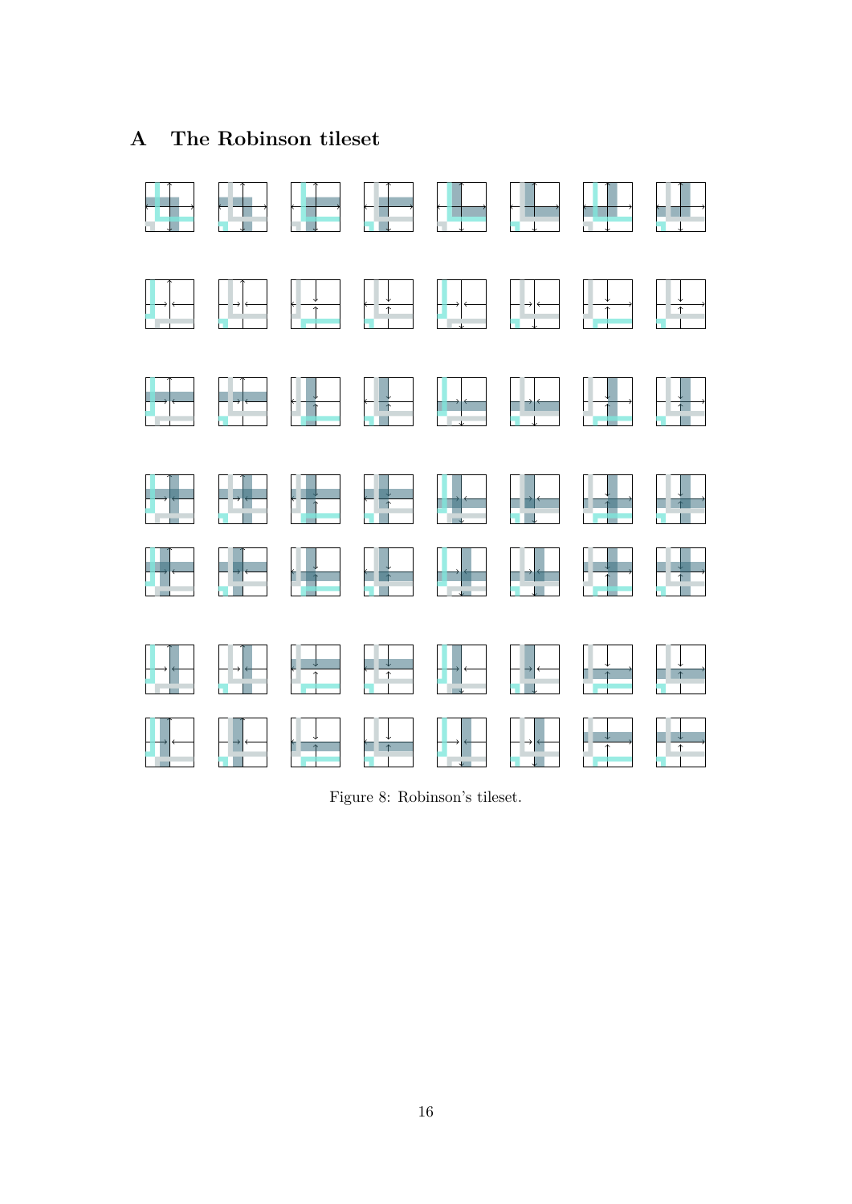# A The Robinson tileset

Figure 8: Robinson's tileset.